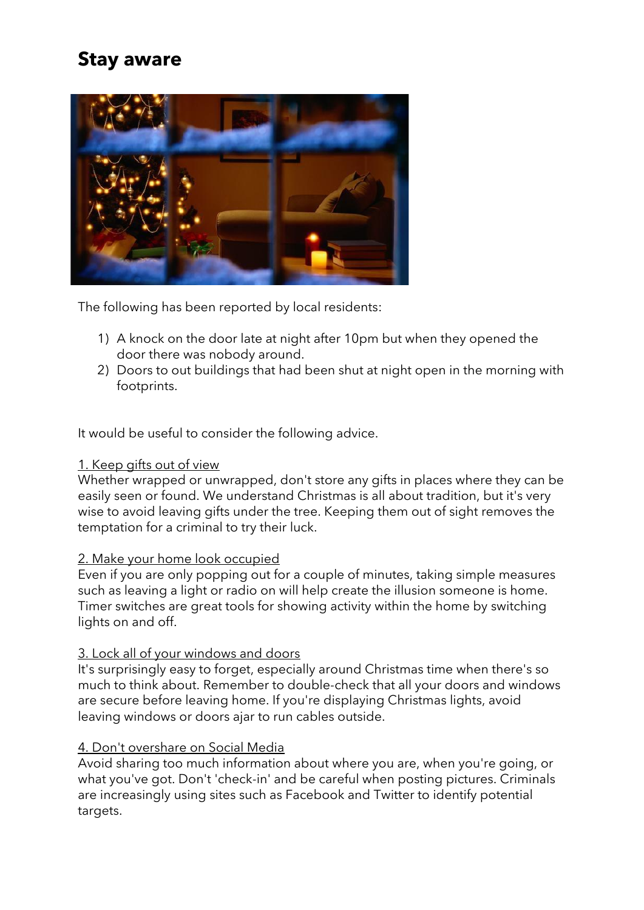# Stay aware

The following has been reported by local residents:

1) A knock on the door late at night after 10pm but when they opened the door there was nobody around.
2) Doors to out buildings that had been shut at night open in the morning with footprints.

It would be useful to consider the following advice.

1. Keep gifts out of view

Whether wrapped or unwrapped, don't store any gifts in places where they can be easily seen or found. We understand Christmas is all about tradition, but it's very wise to avoid leaving gifts under the tree. Keeping them out of sight removes the temptation for a criminal to try their luck.

2. Make your home look occupied

Even if you are only popping out for a couple of minutes, taking simple measures such as leaving a light or radio on will help create the illusion someone is home. Timer switches are great tools for showing activity within the home by switching lights on and off.

3. Lock all of your windows and doors

It's surprisingly easy to forget, especially around Christmas time when there's so much to think about. Remember to double-check that all your doors and windows are secure before leaving home. If you're displaying Christmas lights, avoid leaving windows or doors ajar to run cables outside.

4. Don't overshare on Social Media

Avoid sharing too much information about where you are, when you're going, or what you've got. Don't 'check-in' and be careful when posting pictures. Criminals are increasingly using sites such as Facebook and Twitter to identify potential targets.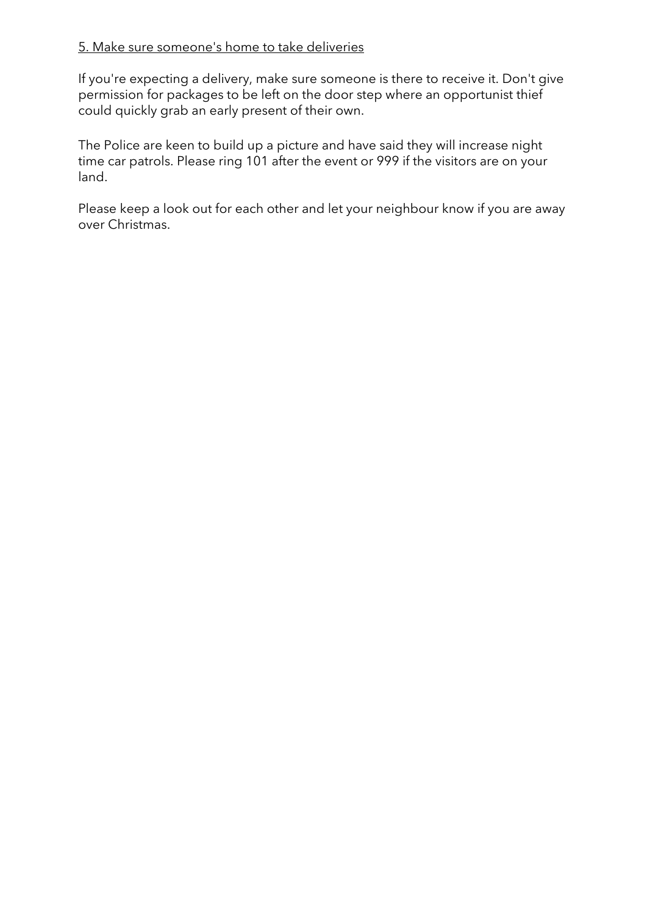<u>5. Make sure someone's home to take deliveries</u>

If you're expecting a delivery, make sure someone is there to receive it. Don't give permission for packages to be left on the door step where an opportunist thief could quickly grab an early present of their own.

The Police are keen to build up a picture and have said they will increase night time car patrols. Please ring 101 after the event or 999 if the visitors are on your land.

Please keep a look out for each other and let your neighbour know if you are away over Christmas.